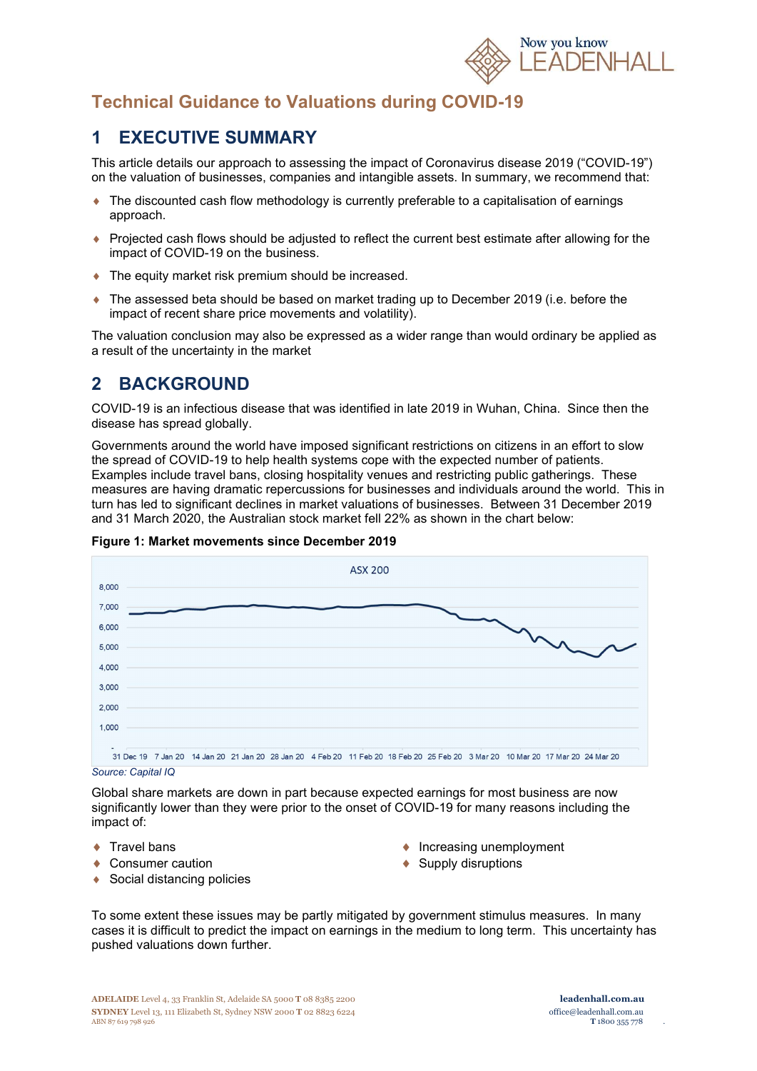# Technical Guidance to Valuations during COVID-19

## 1 EXECUTIVE SUMMARY

This article details our approach to assessing the impact of Coronavirus disease 2019 ("COVID-19") on the valuation of businesses, companies and intangible assets. In summary, we recommend that:

- The discounted cash flow methodology is currently preferable to a capitalisation of earnings approach.
- Projected cash flows should be adjusted to reflect the current best estimate after allowing for the impact of COVID-19 on the business.
- The equity market risk premium should be increased.
- The assessed beta should be based on market trading up to December 2019 (i.e. before the impact of recent share price movements and volatility).

The valuation conclusion may also be expressed as a wider range than would ordinary be applied as a result of the uncertainty in the market

## 2 BACKGROUND

COVID-19 is an infectious disease that was identified in late 2019 in Wuhan, China. Since then the disease has spread globally.

Governments around the world have imposed significant restrictions on citizens in an effort to slow the spread of COVID-19 to help health systems cope with the expected number of patients. Examples include travel bans, closing hospitality venues and restricting public gatherings. These measures are having dramatic repercussions for businesses and individuals around the world. This in turn has led to significant declines in market valuations of businesses. Between 31 December 2019 and 31 March 2020, the Australian stock market fell 22% as shown in the chart below:

**Figure 1: Market movements since December 2019**

*Source: Capital IQ*

Global share markets are down in part because expected earnings for most business are now significantly lower than they were prior to the onset of COVID-19 for many reasons including the impact of:

- Travel bans
- Consumer caution
- Social distancing policies
- Increasing unemployment
- Supply disruptions

To some extent these issues may be partly mitigated by government stimulus measures. In many cases it is difficult to predict the impact on earnings in the medium to long term. This uncertainty has pushed valuations down further.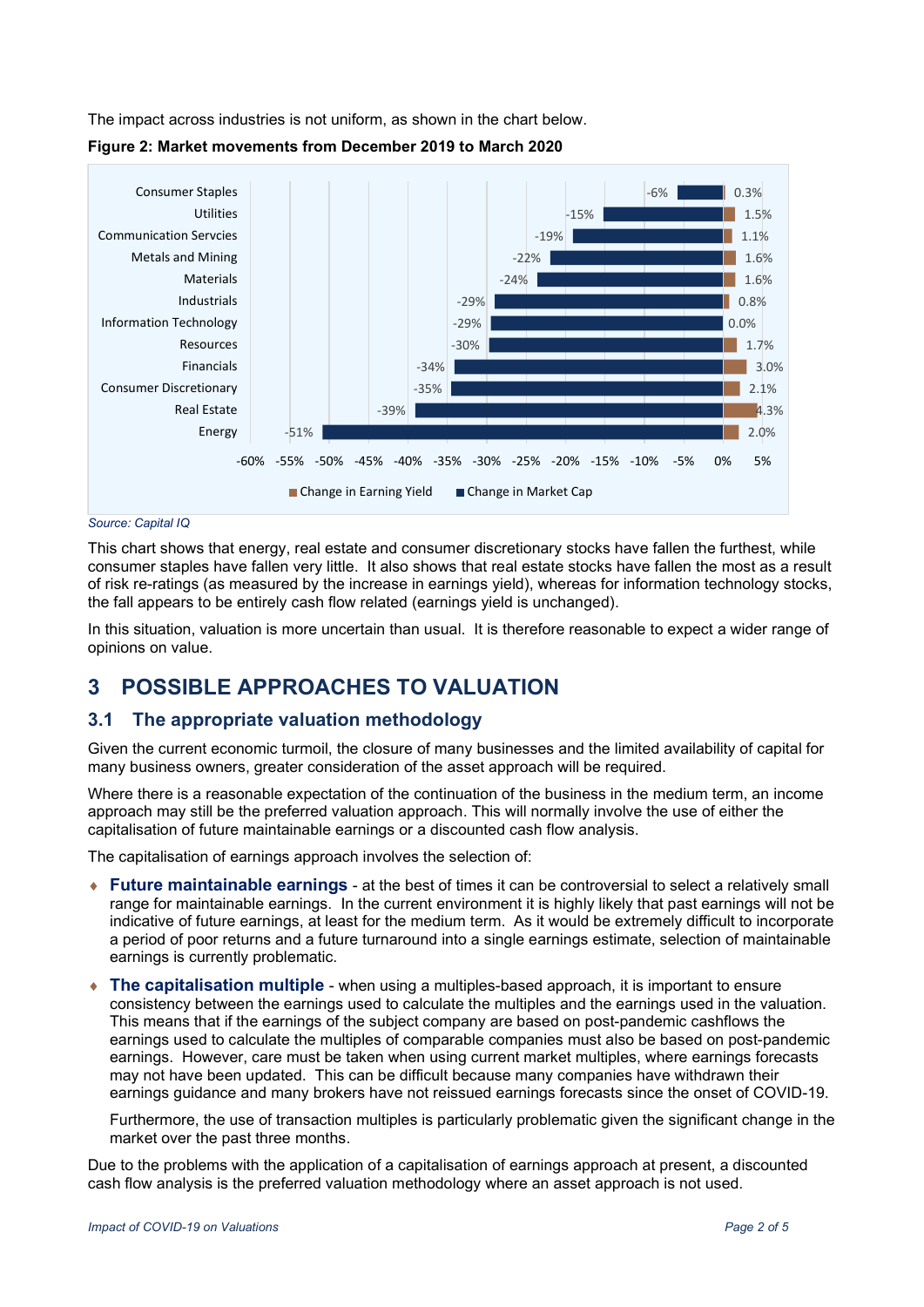The impact across industries is not uniform, as shown in the chart below.

**Figure 2: Market movements from December 2019 to March 2020**

| Industry | Change in Market Cap | Change in Earning Yield |
|---|---|---|
| Consumer Staples | -6% | 0.3% |
| Utilities | -15% | 1.5% |
| Communication Servcies | -19% | 1.1% |
| Metals and Mining | -22% | 1.6% |
| Materials | -24% | 1.6% |
| Industrials | -29% | 0.8% |
| Information Technology | -29% | 0.0% |
| Resources | -30% | 1.7% |
| Financials | -34% | 3.0% |
| Consumer Discretionary | -35% | 2.1% |
| Real Estate | -39% | 4.3% |
| Energy | -51% | 2.0% |

*Source: Capital IQ*

This chart shows that energy, real estate and consumer discretionary stocks have fallen the furthest, while consumer staples have fallen very little. It also shows that real estate stocks have fallen the most as a result of risk re-ratings (as measured by the increase in earnings yield), whereas for information technology stocks, the fall appears to be entirely cash flow related (earnings yield is unchanged).

In this situation, valuation is more uncertain than usual. It is therefore reasonable to expect a wider range of opinions on value.

# 3 POSSIBLE APPROACHES TO VALUATION

## 3.1 The appropriate valuation methodology

Given the current economic turmoil, the closure of many businesses and the limited availability of capital for many business owners, greater consideration of the asset approach will be required.

Where there is a reasonable expectation of the continuation of the business in the medium term, an income approach may still be the preferred valuation approach. This will normally involve the use of either the capitalisation of future maintainable earnings or a discounted cash flow analysis.

The capitalisation of earnings approach involves the selection of:

- **Future maintainable earnings** - at the best of times it can be controversial to select a relatively small range for maintainable earnings. In the current environment it is highly likely that past earnings will not be indicative of future earnings, at least for the medium term. As it would be extremely difficult to incorporate a period of poor returns and a future turnaround into a single earnings estimate, selection of maintainable earnings is currently problematic.
- **The capitalisation multiple** - when using a multiples-based approach, it is important to ensure consistency between the earnings used to calculate the multiples and the earnings used in the valuation. This means that if the earnings of the subject company are based on post-pandemic cashflows the earnings used to calculate the multiples of comparable companies must also be based on post-pandemic earnings. However, care must be taken when using current market multiples, where earnings forecasts may not have been updated. This can be difficult because many companies have withdrawn their earnings guidance and many brokers have not reissued earnings forecasts since the onset of COVID-19.

  Furthermore, the use of transaction multiples is particularly problematic given the significant change in the market over the past three months.

Due to the problems with the application of a capitalisation of earnings approach at present, a discounted cash flow analysis is the preferred valuation methodology where an asset approach is not used.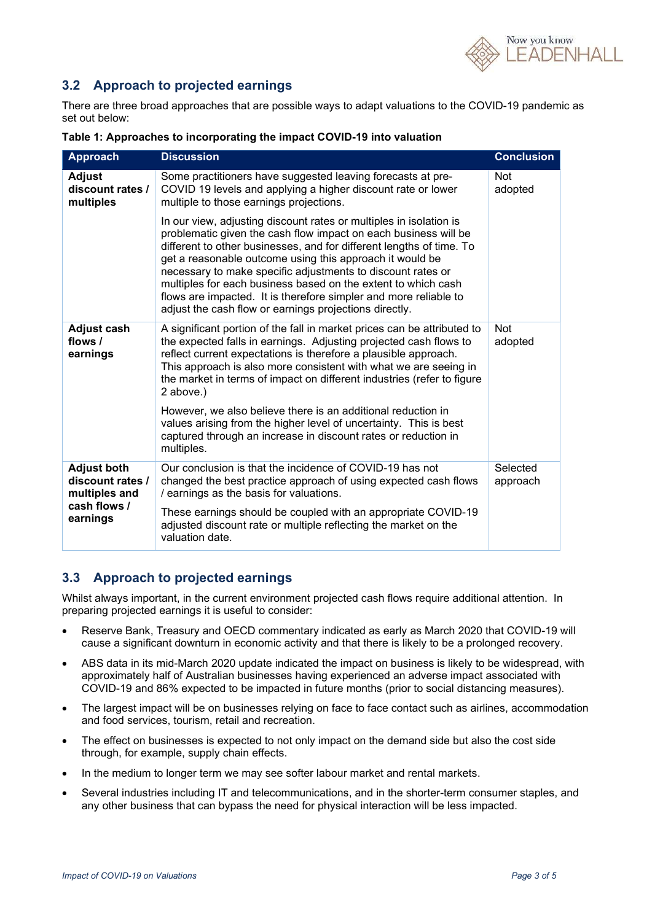## 3.2 Approach to projected earnings

There are three broad approaches that are possible ways to adapt valuations to the COVID-19 pandemic as set out below:

**Table 1: Approaches to incorporating the impact COVID-19 into valuation**

| Approach | Discussion | Conclusion |
|---|---|---|
| **Adjust discount rates / multiples** | Some practitioners have suggested leaving forecasts at pre-COVID 19 levels and applying a higher discount rate or lower multiple to those earnings projections.<br><br>In our view, adjusting discount rates or multiples in isolation is problematic given the cash flow impact on each business will be different to other businesses, and for different lengths of time. To get a reasonable outcome using this approach it would be necessary to make specific adjustments to discount rates or multiples for each business based on the extent to which cash flows are impacted. It is therefore simpler and more reliable to adjust the cash flow or earnings projections directly. | Not adopted |
| **Adjust cash flows / earnings** | A significant portion of the fall in market prices can be attributed to the expected falls in earnings. Adjusting projected cash flows to reflect current expectations is therefore a plausible approach. This approach is also more consistent with what we are seeing in the market in terms of impact on different industries (refer to figure 2 above.)<br><br>However, we also believe there is an additional reduction in values arising from the higher level of uncertainty. This is best captured through an increase in discount rates or reduction in multiples. | Not adopted |
| **Adjust both discount rates / multiples and cash flows / earnings** | Our conclusion is that the incidence of COVID-19 has not changed the best practice approach of using expected cash flows / earnings as the basis for valuations.<br><br>These earnings should be coupled with an appropriate COVID-19 adjusted discount rate or multiple reflecting the market on the valuation date. | Selected approach |

## 3.3 Approach to projected earnings

Whilst always important, in the current environment projected cash flows require additional attention. In preparing projected earnings it is useful to consider:

- Reserve Bank, Treasury and OECD commentary indicated as early as March 2020 that COVID-19 will cause a significant downturn in economic activity and that there is likely to be a prolonged recovery.
- ABS data in its mid-March 2020 update indicated the impact on business is likely to be widespread, with approximately half of Australian businesses having experienced an adverse impact associated with COVID-19 and 86% expected to be impacted in future months (prior to social distancing measures).
- The largest impact will be on businesses relying on face to face contact such as airlines, accommodation and food services, tourism, retail and recreation.
- The effect on businesses is expected to not only impact on the demand side but also the cost side through, for example, supply chain effects.
- In the medium to longer term we may see softer labour market and rental markets.
- Several industries including IT and telecommunications, and in the shorter-term consumer staples, and any other business that can bypass the need for physical interaction will be less impacted.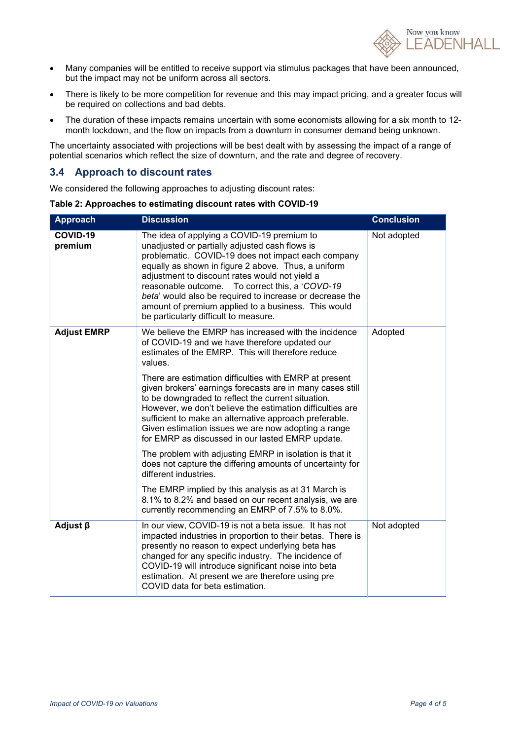- Many companies will be entitled to receive support via stimulus packages that have been announced, but the impact may not be uniform across all sectors.
- There is likely to be more competition for revenue and this may impact pricing, and a greater focus will be required on collections and bad debts.
- The duration of these impacts remains uncertain with some economists allowing for a six month to 12-month lockdown, and the flow on impacts from a downturn in consumer demand being unknown.

The uncertainty associated with projections will be best dealt with by assessing the impact of a range of potential scenarios which reflect the size of downturn, and the rate and degree of recovery.

## 3.4 Approach to discount rates

We considered the following approaches to adjusting discount rates:

**Table 2: Approaches to estimating discount rates with COVID-19**

| Approach | Discussion | Conclusion |
|---|---|---|
| **COVID-19 premium** | The idea of applying a COVID-19 premium to unadjusted or partially adjusted cash flows is problematic. COVID-19 does not impact each company equally as shown in figure 2 above. Thus, a uniform adjustment to discount rates would not yield a reasonable outcome. To correct this, a '*COVD-19 beta*' would also be required to increase or decrease the amount of premium applied to a business. This would be particularly difficult to measure. | Not adopted |
| **Adjust EMRP** | We believe the EMRP has increased with the incidence of COVID-19 and we have therefore updated our estimates of the EMRP. This will therefore reduce values.<br><br>There are estimation difficulties with EMRP at present given brokers' earnings forecasts are in many cases still to be downgraded to reflect the current situation. However, we don't believe the estimation difficulties are sufficient to make an alternative approach preferable. Given estimation issues we are now adopting a range for EMRP as discussed in our lasted EMRP update.<br><br>The problem with adjusting EMRP in isolation is that it does not capture the differing amounts of uncertainty for different industries.<br><br>The EMRP implied by this analysis as at 31 March is 8.1% to 8.2% and based on our recent analysis, we are currently recommending an EMRP of 7.5% to 8.0%. | Adopted |
| **Adjust β** | In our view, COVID-19 is not a beta issue. It has not impacted industries in proportion to their betas. There is presently no reason to expect underlying beta has changed for any specific industry. The incidence of COVID-19 will introduce significant noise into beta estimation. At present we are therefore using pre COVID data for beta estimation. | Not adopted |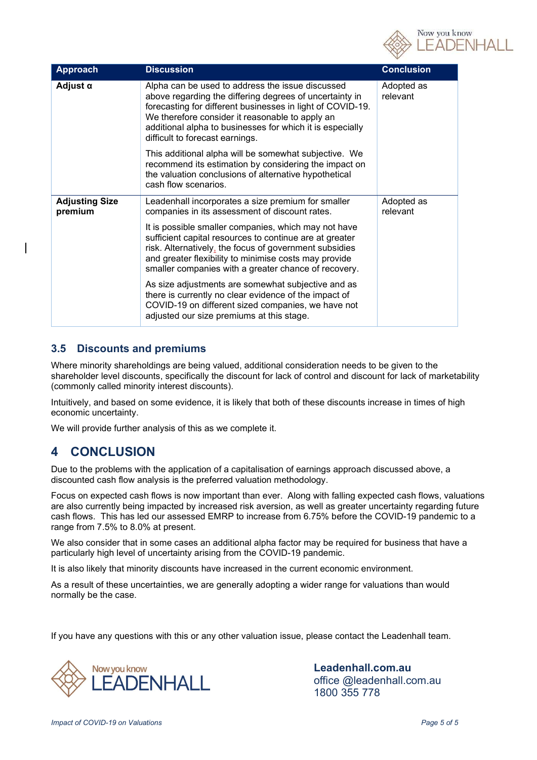| Approach | Discussion | Conclusion |
|---|---|---|
| **Adjust α** | Alpha can be used to address the issue discussed above regarding the differing degrees of uncertainty in forecasting for different businesses in light of COVID-19. We therefore consider it reasonable to apply an additional alpha to businesses for which it is especially difficult to forecast earnings.<br><br>This additional alpha will be somewhat subjective. We recommend its estimation by considering the impact on the valuation conclusions of alternative hypothetical cash flow scenarios. | Adopted as relevant |
| **Adjusting Size premium** | Leadenhall incorporates a size premium for smaller companies in its assessment of discount rates.<br><br>It is possible smaller companies, which may not have sufficient capital resources to continue are at greater risk. Alternatively, the focus of government subsidies and greater flexibility to minimise costs may provide smaller companies with a greater chance of recovery.<br><br>As size adjustments are somewhat subjective and as there is currently no clear evidence of the impact of COVID-19 on different sized companies, we have not adjusted our size premiums at this stage. | Adopted as relevant |

### 3.5 Discounts and premiums

Where minority shareholdings are being valued, additional consideration needs to be given to the shareholder level discounts, specifically the discount for lack of control and discount for lack of marketability (commonly called minority interest discounts).

Intuitively, and based on some evidence, it is likely that both of these discounts increase in times of high economic uncertainty.

We will provide further analysis of this as we complete it.

## 4 CONCLUSION

Due to the problems with the application of a capitalisation of earnings approach discussed above, a discounted cash flow analysis is the preferred valuation methodology.

Focus on expected cash flows is now important than ever. Along with falling expected cash flows, valuations are also currently being impacted by increased risk aversion, as well as greater uncertainty regarding future cash flows. This has led our assessed EMRP to increase from 6.75% before the COVID-19 pandemic to a range from 7.5% to 8.0% at present.

We also consider that in some cases an additional alpha factor may be required for business that have a particularly high level of uncertainty arising from the COVID-19 pandemic.

It is also likely that minority discounts have increased in the current economic environment.

As a result of these uncertainties, we are generally adopting a wider range for valuations than would normally be the case.

If you have any questions with this or any other valuation issue, please contact the Leadenhall team.

Now you know LEADENHALL

**Leadenhall.com.au**
office @leadenhall.com.au
1800 355 778